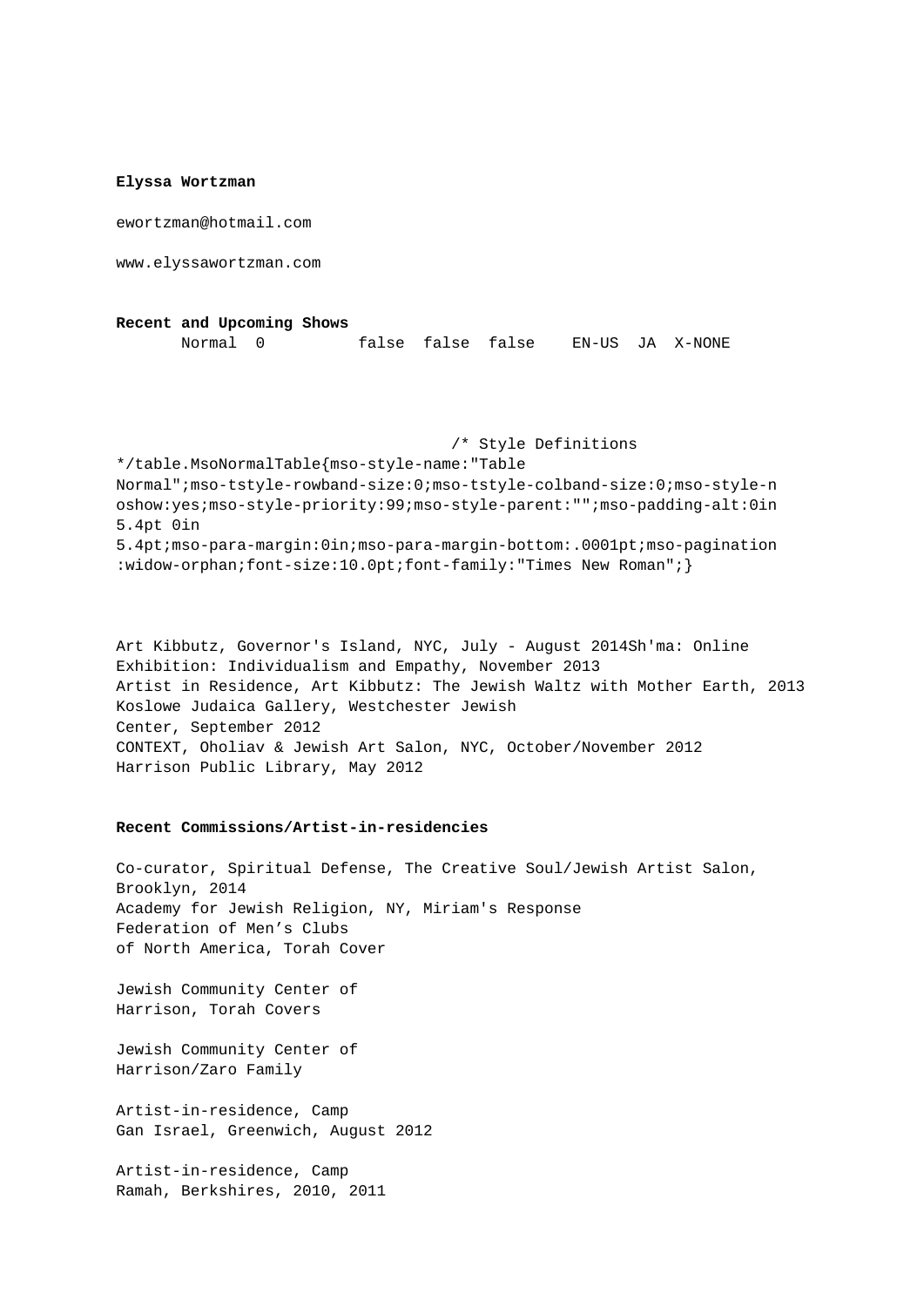**Elyssa Wortzman**

ewortzman@hotmail.com

www.elyssawortzman.com

**Recent and Upcoming Shows**

Normal 0 false false false EN-US JA X-NONE

/* Style Definitions */table.MsoNormalTable{mso-style-name:"Table Normal";mso-tstyle-rowband-size:0;mso-tstyle-colband-size:0;mso-style-noshow:yes;mso-style-priority:99;mso-style-parent:"";mso-padding-alt:0in 5.4pt 0in 5.4pt;mso-para-margin:0in;mso-para-margin-bottom:.0001pt;mso-pagination:widow-orphan;font-size:10.0pt;font-family:"Times New Roman";}

Art Kibbutz, Governor's Island, NYC, July - August 2014Sh'ma: Online Exhibition: Individualism and Empathy, November 2013
Artist in Residence, Art Kibbutz: The Jewish Waltz with Mother Earth, 2013
Koslowe Judaica Gallery, Westchester Jewish Center, September 2012
CONTEXT, Oholiav & Jewish Art Salon, NYC, October/November 2012
Harrison Public Library, May 2012

**Recent Commissions/Artist-in-residencies**

Co-curator, Spiritual Defense, The Creative Soul/Jewish Artist Salon, Brooklyn, 2014
Academy for Jewish Religion, NY, Miriam's Response
Federation of Men's Clubs of North America, Torah Cover

Jewish Community Center of Harrison, Torah Covers

Jewish Community Center of Harrison/Zaro Family

Artist-in-residence, Camp Gan Israel, Greenwich, August 2012

Artist-in-residence, Camp Ramah, Berkshires, 2010, 2011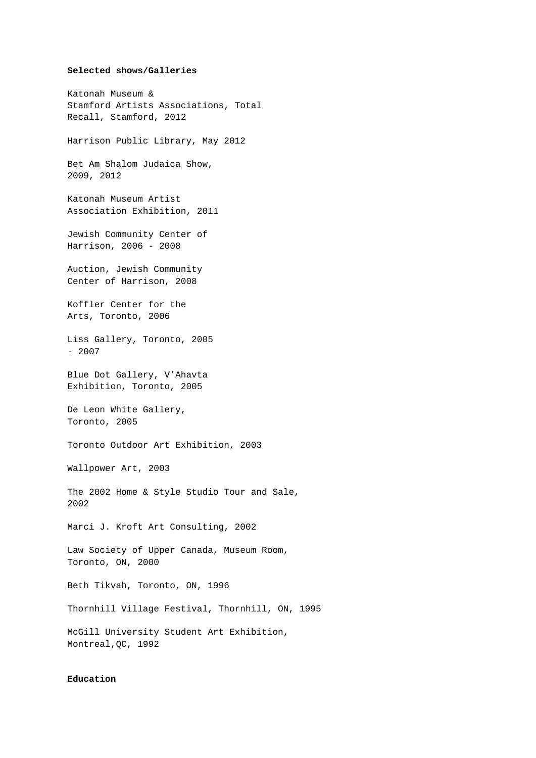**Selected shows/Galleries**

Katonah Museum & Stamford Artists Associations, Total Recall, Stamford, 2012

Harrison Public Library, May 2012

Bet Am Shalom Judaica Show, 2009, 2012

Katonah Museum Artist Association Exhibition, 2011

Jewish Community Center of Harrison, 2006 - 2008

Auction, Jewish Community Center of Harrison, 2008

Koffler Center for the Arts, Toronto, 2006

Liss Gallery, Toronto, 2005 - 2007

Blue Dot Gallery, V'Ahavta Exhibition, Toronto, 2005

De Leon White Gallery, Toronto, 2005

Toronto Outdoor Art Exhibition, 2003

Wallpower Art, 2003

The 2002 Home & Style Studio Tour and Sale, 2002

Marci J. Kroft Art Consulting, 2002

Law Society of Upper Canada, Museum Room, Toronto, ON, 2000

Beth Tikvah, Toronto, ON, 1996

Thornhill Village Festival, Thornhill, ON, 1995

McGill University Student Art Exhibition, Montreal,QC, 1992

**Education**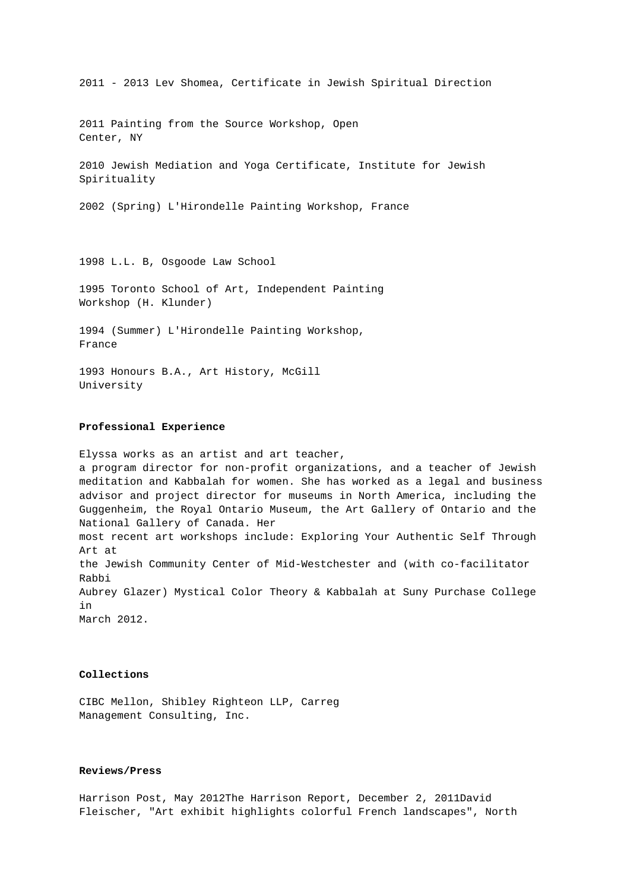2011 - 2013 Lev Shomea, Certificate in Jewish Spiritual Direction

2011 Painting from the Source Workshop, Open Center, NY

2010 Jewish Mediation and Yoga Certificate, Institute for Jewish Spirituality

2002 (Spring) L'Hirondelle Painting Workshop, France

1998 L.L. B, Osgoode Law School

1995 Toronto School of Art, Independent Painting Workshop (H. Klunder)

1994 (Summer) L'Hirondelle Painting Workshop, France

1993 Honours B.A., Art History, McGill University

**Professional Experience**

Elyssa works as an artist and art teacher, a program director for non-profit organizations, and a teacher of Jewish meditation and Kabbalah for women. She has worked as a legal and business advisor and project director for museums in North America, including the Guggenheim, the Royal Ontario Museum, the Art Gallery of Ontario and the National Gallery of Canada. Her most recent art workshops include: Exploring Your Authentic Self Through Art at the Jewish Community Center of Mid-Westchester and (with co-facilitator Rabbi Aubrey Glazer) Mystical Color Theory & Kabbalah at Suny Purchase College in March 2012.

**Collections**

CIBC Mellon, Shibley Righteon LLP, Carreg Management Consulting, Inc.

**Reviews/Press**

Harrison Post, May 2012The Harrison Report, December 2, 2011David Fleischer, "Art exhibit highlights colorful French landscapes", North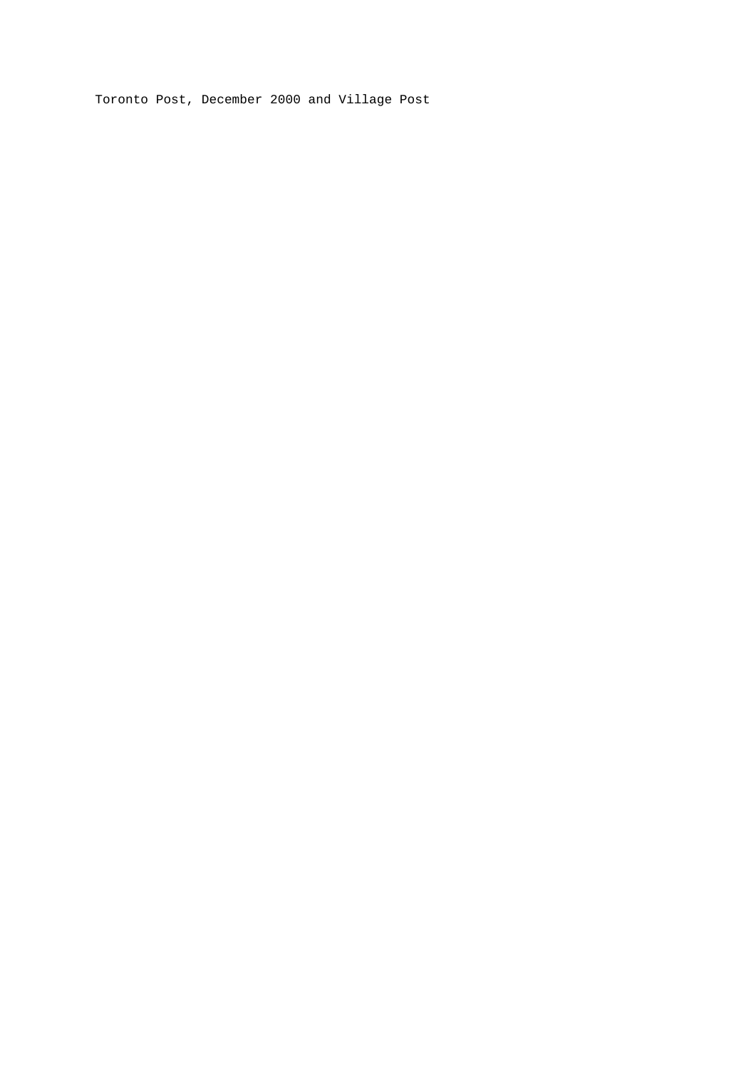Toronto Post, December 2000 and Village Post